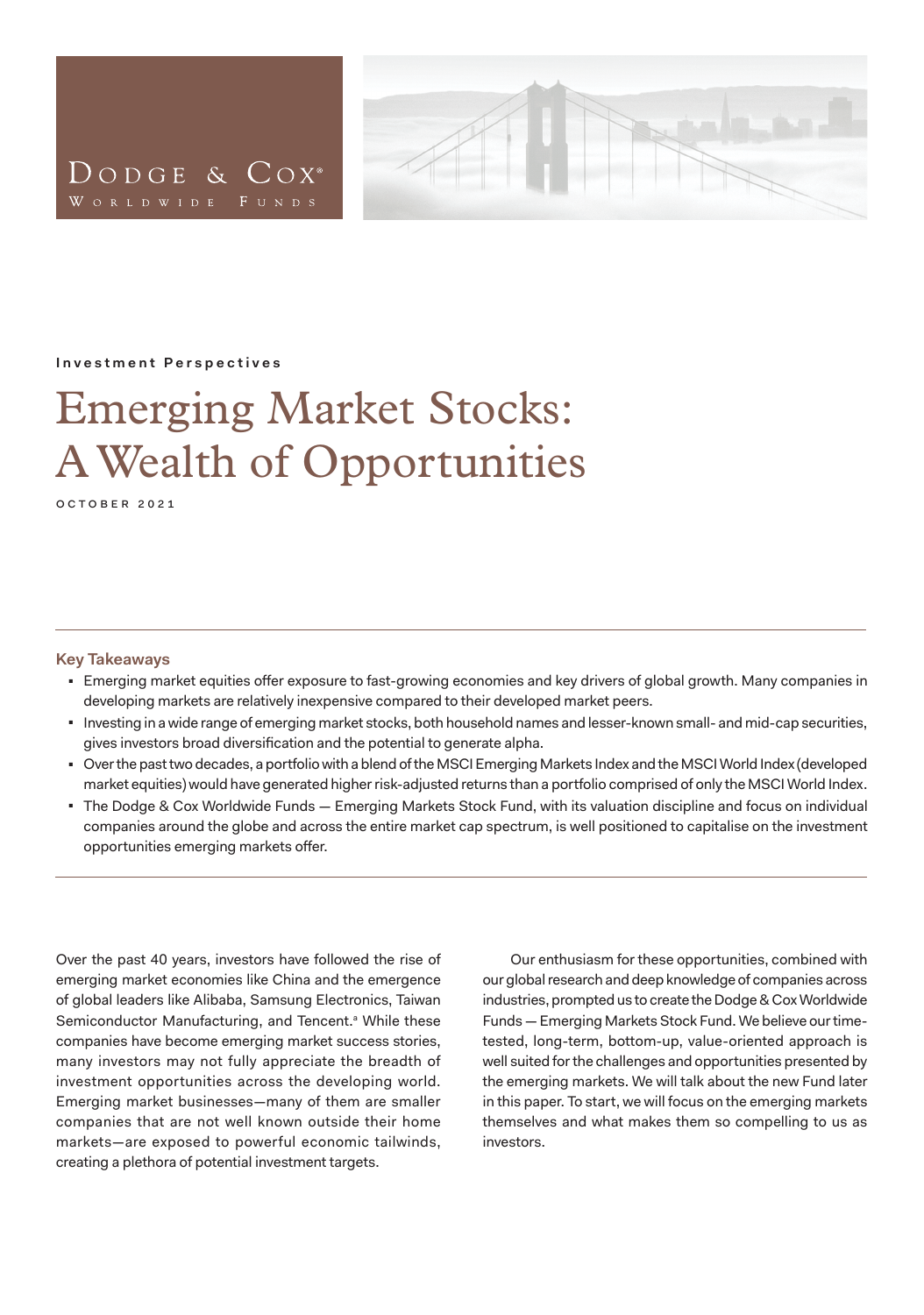Dodge & Cox®
Worldwide Funds

**Investment Perspectives**

# Emerging Market Stocks: A Wealth of Opportunities

OCTOBER 2021

---

### Key Takeaways

- Emerging market equities offer exposure to fast-growing economies and key drivers of global growth. Many companies in developing markets are relatively inexpensive compared to their developed market peers.
- Investing in a wide range of emerging market stocks, both household names and lesser-known small- and mid-cap securities, gives investors broad diversification and the potential to generate alpha.
- Over the past two decades, a portfolio with a blend of the MSCI Emerging Markets Index and the MSCI World Index (developed market equities) would have generated higher risk-adjusted returns than a portfolio comprised of only the MSCI World Index.
- The Dodge & Cox Worldwide Funds — Emerging Markets Stock Fund, with its valuation discipline and focus on individual companies around the globe and across the entire market cap spectrum, is well positioned to capitalise on the investment opportunities emerging markets offer.

---

Over the past 40 years, investors have followed the rise of emerging market economies like China and the emergence of global leaders like Alibaba, Samsung Electronics, Taiwan Semiconductor Manufacturing, and Tencent.[a] While these companies have become emerging market success stories, many investors may not fully appreciate the breadth of investment opportunities across the developing world. Emerging market businesses—many of them are smaller companies that are not well known outside their home markets—are exposed to powerful economic tailwinds, creating a plethora of potential investment targets.

Our enthusiasm for these opportunities, combined with our global research and deep knowledge of companies across industries, prompted us to create the Dodge & Cox Worldwide Funds — Emerging Markets Stock Fund. We believe our time-tested, long-term, bottom-up, value-oriented approach is well suited for the challenges and opportunities presented by the emerging markets. We will talk about the new Fund later in this paper. To start, we will focus on the emerging markets themselves and what makes them so compelling to us as investors.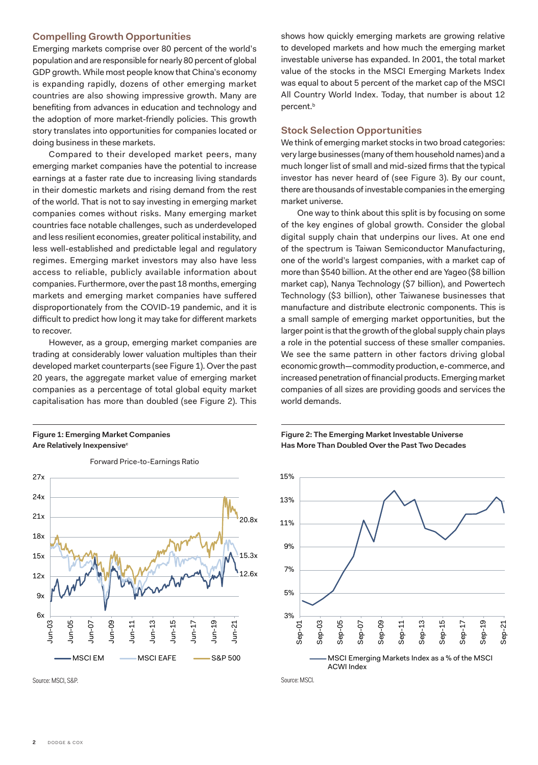## Compelling Growth Opportunities

Emerging markets comprise over 80 percent of the world's population and are responsible for nearly 80 percent of global GDP growth. While most people know that China's economy is expanding rapidly, dozens of other emerging market countries are also showing impressive growth. Many are benefiting from advances in education and technology and the adoption of more market-friendly policies. This growth story translates into opportunities for companies located or doing business in these markets.

Compared to their developed market peers, many emerging market companies have the potential to increase earnings at a faster rate due to increasing living standards in their domestic markets and rising demand from the rest of the world. That is not to say investing in emerging market companies comes without risks. Many emerging market countries face notable challenges, such as underdeveloped and less resilient economies, greater political instability, and less well-established and predictable legal and regulatory regimes. Emerging market investors may also have less access to reliable, publicly available information about companies. Furthermore, over the past 18 months, emerging markets and emerging market companies have suffered disproportionately from the COVID-19 pandemic, and it is difficult to predict how long it may take for different markets to recover.

However, as a group, emerging market companies are trading at considerably lower valuation multiples than their developed market counterparts (see Figure 1). Over the past 20 years, the aggregate market value of emerging market companies as a percentage of total global equity market capitalisation has more than doubled (see Figure 2). This shows how quickly emerging markets are growing relative to developed markets and how much the emerging market investable universe has expanded. In 2001, the total market value of the stocks in the MSCI Emerging Markets Index was equal to about 5 percent of the market cap of the MSCI All Country World Index. Today, that number is about 12 percent.[b]

## Stock Selection Opportunities

We think of emerging market stocks in two broad categories: very large businesses (many of them household names) and a much longer list of small and mid-sized firms that the typical investor has never heard of (see Figure 3). By our count, there are thousands of investable companies in the emerging market universe.

One way to think about this split is by focusing on some of the key engines of global growth. Consider the global digital supply chain that underpins our lives. At one end of the spectrum is Taiwan Semiconductor Manufacturing, one of the world's largest companies, with a market cap of more than $540 billion. At the other end are Yageo ($8 billion market cap), Nanya Technology ($7 billion), and Powertech Technology ($3 billion), other Taiwanese businesses that manufacture and distribute electronic components. This is a small sample of emerging market opportunities, but the larger point is that the growth of the global supply chain plays a role in the potential success of these smaller companies. We see the same pattern in other factors driving global economic growth—commodity production, e-commerce, and increased penetration of financial products. Emerging market companies of all sizes are providing goods and services the world demands.

**Figure 1: Emerging Market Companies Are Relatively Inexpensive**[c]

Forward Price-to-Earnings Ratio

Legend: MSCI EM (12.6x), MSCI EAFE (15.3x), S&P 500 (20.8x)

Source: MSCI, S&P.

**Figure 2: The Emerging Market Investable Universe Has More Than Doubled Over the Past Two Decades**

Legend: MSCI Emerging Markets Index as a % of the MSCI ACWI Index

Source: MSCI.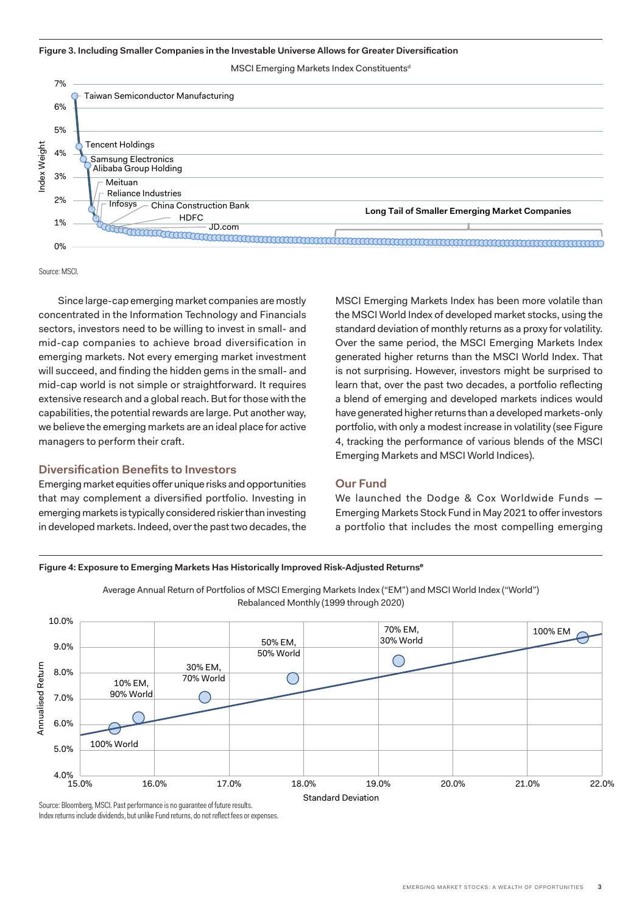**Figure 3. Including Smaller Companies in the Investable Universe Allows for Greater Diversification**

MSCI Emerging Markets Index Constituents[d]

Source: MSCI.

Since large-cap emerging market companies are mostly concentrated in the Information Technology and Financials sectors, investors need to be willing to invest in small- and mid-cap companies to achieve broad diversification in emerging markets. Not every emerging market investment will succeed, and finding the hidden gems in the small- and mid-cap world is not simple or straightforward. It requires extensive research and a global reach. But for those with the capabilities, the potential rewards are large. Put another way, we believe the emerging markets are an ideal place for active managers to perform their craft.

## Diversification Benefits to Investors

Emerging market equities offer unique risks and opportunities that may complement a diversified portfolio. Investing in emerging markets is typically considered riskier than investing in developed markets. Indeed, over the past two decades, the MSCI Emerging Markets Index has been more volatile than the MSCI World Index of developed market stocks, using the standard deviation of monthly returns as a proxy for volatility. Over the same period, the MSCI Emerging Markets Index generated higher returns than the MSCI World Index. That is not surprising. However, investors might be surprised to learn that, over the past two decades, a portfolio reflecting a blend of emerging and developed markets indices would have generated higher returns than a developed markets-only portfolio, with only a modest increase in volatility (see Figure 4, tracking the performance of various blends of the MSCI Emerging Markets and MSCI World Indices).

## Our Fund

We launched the Dodge & Cox Worldwide Funds — Emerging Markets Stock Fund in May 2021 to offer investors a portfolio that includes the most compelling emerging

**Figure 4: Exposure to Emerging Markets Has Historically Improved Risk-Adjusted Returns[e]**

Average Annual Return of Portfolios of MSCI Emerging Markets Index ("EM") and MSCI World Index ("World") Rebalanced Monthly (1999 through 2020)

Source: Bloomberg, MSCI. Past performance is no guarantee of future results.
Index returns include dividends, but unlike Fund returns, do not reflect fees or expenses.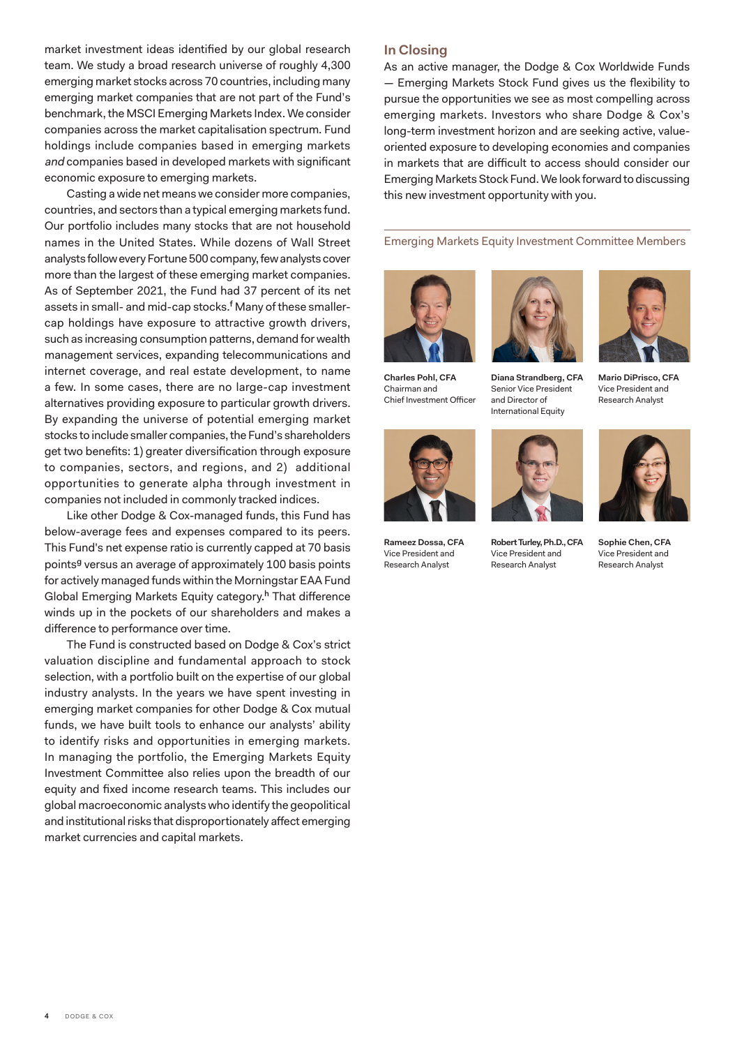market investment ideas identified by our global research team. We study a broad research universe of roughly 4,300 emerging market stocks across 70 countries, including many emerging market companies that are not part of the Fund's benchmark, the MSCI Emerging Markets Index. We consider companies across the market capitalisation spectrum. Fund holdings include companies based in emerging markets *and* companies based in developed markets with significant economic exposure to emerging markets.

Casting a wide net means we consider more companies, countries, and sectors than a typical emerging markets fund. Our portfolio includes many stocks that are not household names in the United States. While dozens of Wall Street analysts follow every Fortune 500 company, few analysts cover more than the largest of these emerging market companies. As of September 2021, the Fund had 37 percent of its net assets in small- and mid-cap stocks.[f] Many of these smaller-cap holdings have exposure to attractive growth drivers, such as increasing consumption patterns, demand for wealth management services, expanding telecommunications and internet coverage, and real estate development, to name a few. In some cases, there are no large-cap investment alternatives providing exposure to particular growth drivers. By expanding the universe of potential emerging market stocks to include smaller companies, the Fund's shareholders get two benefits: 1) greater diversification through exposure to companies, sectors, and regions, and 2) additional opportunities to generate alpha through investment in companies not included in commonly tracked indices.

Like other Dodge & Cox-managed funds, this Fund has below-average fees and expenses compared to its peers. This Fund's net expense ratio is currently capped at 70 basis points[g] versus an average of approximately 100 basis points for actively managed funds within the Morningstar EAA Fund Global Emerging Markets Equity category.[h] That difference winds up in the pockets of our shareholders and makes a difference to performance over time.

The Fund is constructed based on Dodge & Cox's strict valuation discipline and fundamental approach to stock selection, with a portfolio built on the expertise of our global industry analysts. In the years we have spent investing in emerging market companies for other Dodge & Cox mutual funds, we have built tools to enhance our analysts' ability to identify risks and opportunities in emerging markets. In managing the portfolio, the Emerging Markets Equity Investment Committee also relies upon the breadth of our equity and fixed income research teams. This includes our global macroeconomic analysts who identify the geopolitical and institutional risks that disproportionately affect emerging market currencies and capital markets.

## In Closing

As an active manager, the Dodge & Cox Worldwide Funds — Emerging Markets Stock Fund gives us the flexibility to pursue the opportunities we see as most compelling across emerging markets. Investors who share Dodge & Cox's long-term investment horizon and are seeking active, value-oriented exposure to developing economies and companies in markets that are difficult to access should consider our Emerging Markets Stock Fund. We look forward to discussing this new investment opportunity with you.

### Emerging Markets Equity Investment Committee Members

**Charles Pohl, CFA**
Chairman and
Chief Investment Officer

**Diana Strandberg, CFA**
Senior Vice President
and Director of
International Equity

**Mario DiPrisco, CFA**
Vice President and
Research Analyst

**Rameez Dossa, CFA**
Vice President and
Research Analyst

**Robert Turley, Ph.D., CFA**
Vice President and
Research Analyst

**Sophie Chen, CFA**
Vice President and
Research Analyst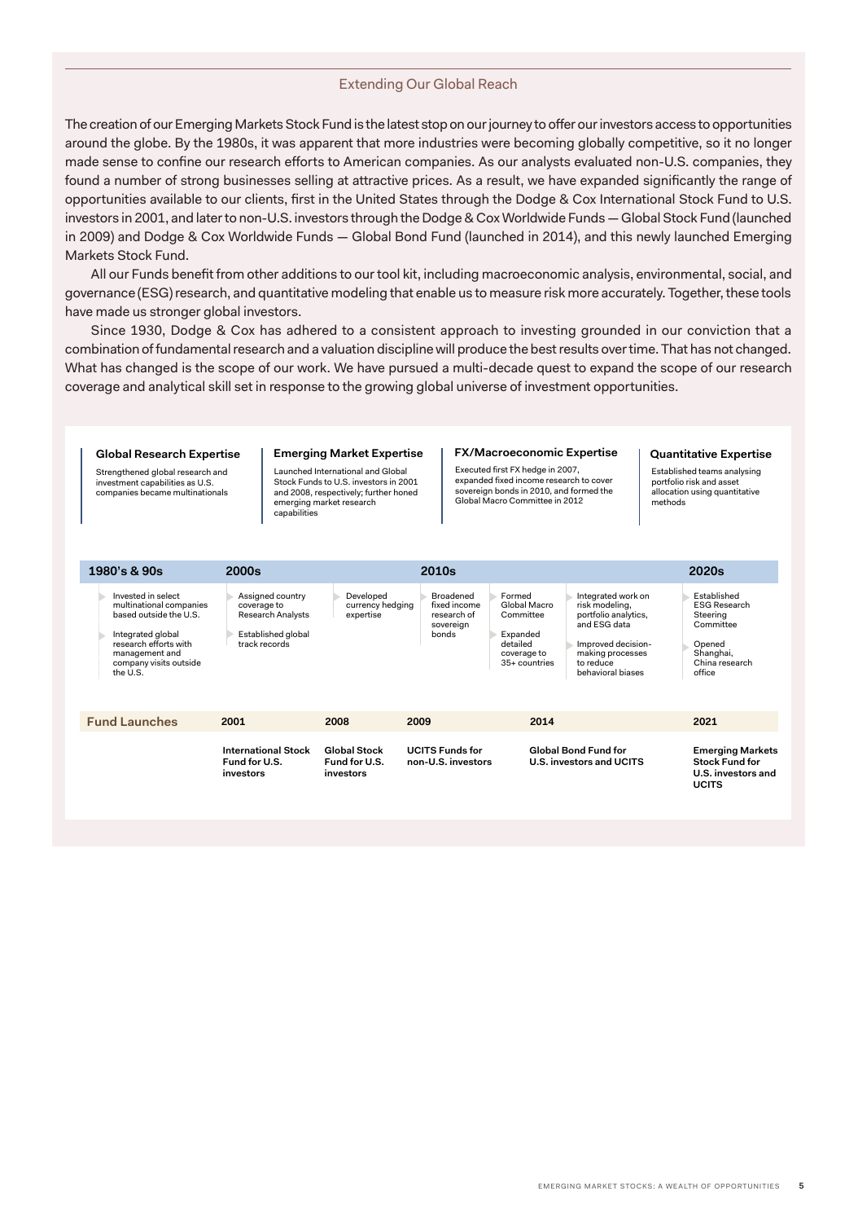## Extending Our Global Reach

The creation of our Emerging Markets Stock Fund is the latest stop on our journey to offer our investors access to opportunities around the globe. By the 1980s, it was apparent that more industries were becoming globally competitive, so it no longer made sense to confine our research efforts to American companies. As our analysts evaluated non-U.S. companies, they found a number of strong businesses selling at attractive prices. As a result, we have expanded significantly the range of opportunities available to our clients, first in the United States through the Dodge & Cox International Stock Fund to U.S. investors in 2001, and later to non-U.S. investors through the Dodge & Cox Worldwide Funds — Global Stock Fund (launched in 2009) and Dodge & Cox Worldwide Funds — Global Bond Fund (launched in 2014), and this newly launched Emerging Markets Stock Fund.

All our Funds benefit from other additions to our tool kit, including macroeconomic analysis, environmental, social, and governance (ESG) research, and quantitative modeling that enable us to measure risk more accurately. Together, these tools have made us stronger global investors.

Since 1930, Dodge & Cox has adhered to a consistent approach to investing grounded in our conviction that a combination of fundamental research and a valuation discipline will produce the best results over time. That has not changed. What has changed is the scope of our work. We have pursued a multi-decade quest to expand the scope of our research coverage and analytical skill set in response to the growing global universe of investment opportunities.

**Global Research Expertise**
Strengthened global research and investment capabilities as U.S. companies became multinationals

**Emerging Market Expertise**
Launched International and Global Stock Funds to U.S. investors in 2001 and 2008, respectively; further honed emerging market research capabilities

**FX/Macroeconomic Expertise**
Executed first FX hedge in 2007, expanded fixed income research to cover sovereign bonds in 2010, and formed the Global Macro Committee in 2012

**Quantitative Expertise**
Established teams analysing portfolio risk and asset allocation using quantitative methods

| 1980's & 90s | 2000s | | 2010s | | | 2020s |
|---|---|---|---|---|---|---|
| Invested in select multinational companies based outside the U.S.<br>Integrated global research efforts with management and company visits outside the U.S. | Assigned country coverage to Research Analysts<br>Established global track records | Developed currency hedging expertise | Broadened fixed income research of sovereign bonds | Formed Global Macro Committee<br>Expanded detailed coverage to 35+ countries | Integrated work on risk modeling, portfolio analytics, and ESG data<br>Improved decision-making processes to reduce behavioral biases | Established ESG Research Steering Committee<br>Opened Shanghai, China research office |

| Fund Launches | 2001 | 2008 | 2009 | 2014 | 2021 |
|---|---|---|---|---|---|
| | **International Stock Fund for U.S. investors** | **Global Stock Fund for U.S. investors** | **UCITS Funds for non-U.S. investors** | **Global Bond Fund for U.S. investors and UCITS** | **Emerging Markets Stock Fund for U.S. investors and UCITS** |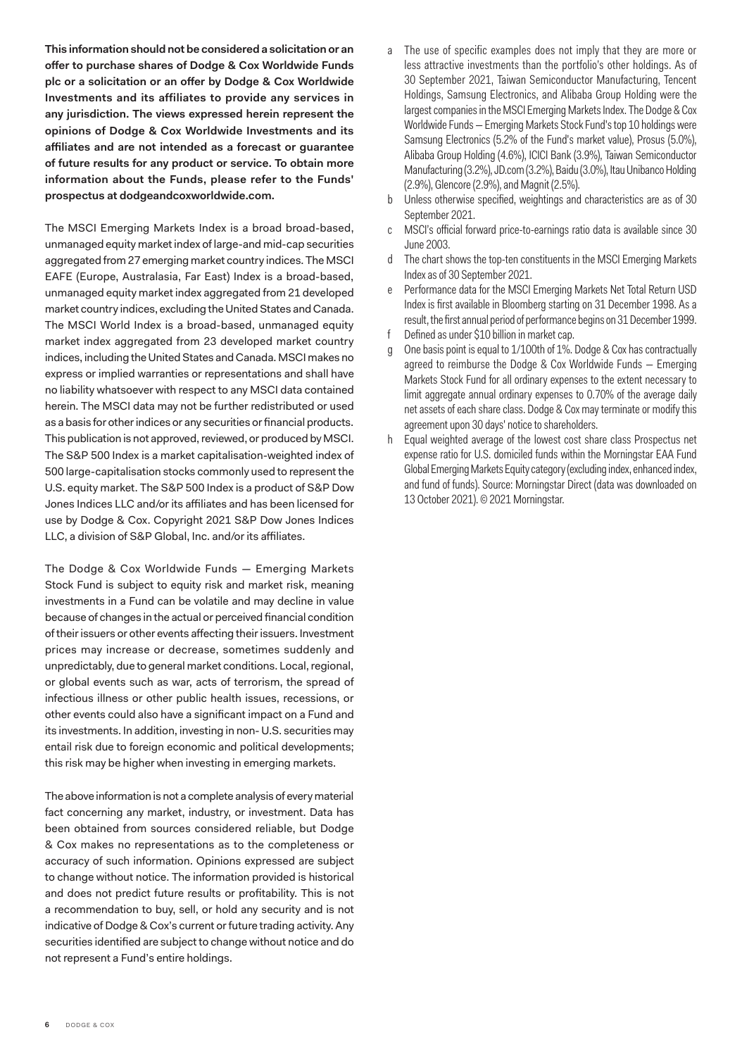**This information should not be considered a solicitation or an offer to purchase shares of Dodge & Cox Worldwide Funds plc or a solicitation or an offer by Dodge & Cox Worldwide Investments and its affiliates to provide any services in any jurisdiction. The views expressed herein represent the opinions of Dodge & Cox Worldwide Investments and its affiliates and are not intended as a forecast or guarantee of future results for any product or service. To obtain more information about the Funds, please refer to the Funds' prospectus at dodgeandcoxworldwide.com.**

The MSCI Emerging Markets Index is a broad broad-based, unmanaged equity market index of large-and mid-cap securities aggregated from 27 emerging market country indices. The MSCI EAFE (Europe, Australasia, Far East) Index is a broad-based, unmanaged equity market index aggregated from 21 developed market country indices, excluding the United States and Canada. The MSCI World Index is a broad-based, unmanaged equity market index aggregated from 23 developed market country indices, including the United States and Canada. MSCI makes no express or implied warranties or representations and shall have no liability whatsoever with respect to any MSCI data contained herein. The MSCI data may not be further redistributed or used as a basis for other indices or any securities or financial products. This publication is not approved, reviewed, or produced by MSCI. The S&P 500 Index is a market capitalisation-weighted index of 500 large-capitalisation stocks commonly used to represent the U.S. equity market. The S&P 500 Index is a product of S&P Dow Jones Indices LLC and/or its affiliates and has been licensed for use by Dodge & Cox. Copyright 2021 S&P Dow Jones Indices LLC, a division of S&P Global, Inc. and/or its affiliates.

The Dodge & Cox Worldwide Funds — Emerging Markets Stock Fund is subject to equity risk and market risk, meaning investments in a Fund can be volatile and may decline in value because of changes in the actual or perceived financial condition of their issuers or other events affecting their issuers. Investment prices may increase or decrease, sometimes suddenly and unpredictably, due to general market conditions. Local, regional, or global events such as war, acts of terrorism, the spread of infectious illness or other public health issues, recessions, or other events could also have a significant impact on a Fund and its investments. In addition, investing in non- U.S. securities may entail risk due to foreign economic and political developments; this risk may be higher when investing in emerging markets.

The above information is not a complete analysis of every material fact concerning any market, industry, or investment. Data has been obtained from sources considered reliable, but Dodge & Cox makes no representations as to the completeness or accuracy of such information. Opinions expressed are subject to change without notice. The information provided is historical and does not predict future results or profitability. This is not a recommendation to buy, sell, or hold any security and is not indicative of Dodge & Cox's current or future trading activity. Any securities identified are subject to change without notice and do not represent a Fund's entire holdings.

a The use of specific examples does not imply that they are more or less attractive investments than the portfolio's other holdings. As of 30 September 2021, Taiwan Semiconductor Manufacturing, Tencent Holdings, Samsung Electronics, and Alibaba Group Holding were the largest companies in the MSCI Emerging Markets Index. The Dodge & Cox Worldwide Funds — Emerging Markets Stock Fund's top 10 holdings were Samsung Electronics (5.2% of the Fund's market value), Prosus (5.0%), Alibaba Group Holding (4.6%), ICICI Bank (3.9%), Taiwan Semiconductor Manufacturing (3.2%), JD.com (3.2%), Baidu (3.0%), Itau Unibanco Holding (2.9%), Glencore (2.9%), and Magnit (2.5%).

b Unless otherwise specified, weightings and characteristics are as of 30 September 2021.

c MSCI's official forward price-to-earnings ratio data is available since 30 June 2003.

d The chart shows the top-ten constituents in the MSCI Emerging Markets Index as of 30 September 2021.

e Performance data for the MSCI Emerging Markets Net Total Return USD Index is first available in Bloomberg starting on 31 December 1998. As a result, the first annual period of performance begins on 31 December 1999.

f Defined as under $10 billion in market cap.

g One basis point is equal to 1/100th of 1%. Dodge & Cox has contractually agreed to reimburse the Dodge & Cox Worldwide Funds — Emerging Markets Stock Fund for all ordinary expenses to the extent necessary to limit aggregate annual ordinary expenses to 0.70% of the average daily net assets of each share class. Dodge & Cox may terminate or modify this agreement upon 30 days' notice to shareholders.

h Equal weighted average of the lowest cost share class Prospectus net expense ratio for U.S. domiciled funds within the Morningstar EAA Fund Global Emerging Markets Equity category (excluding index, enhanced index, and fund of funds). Source: Morningstar Direct (data was downloaded on 13 October 2021). © 2021 Morningstar.